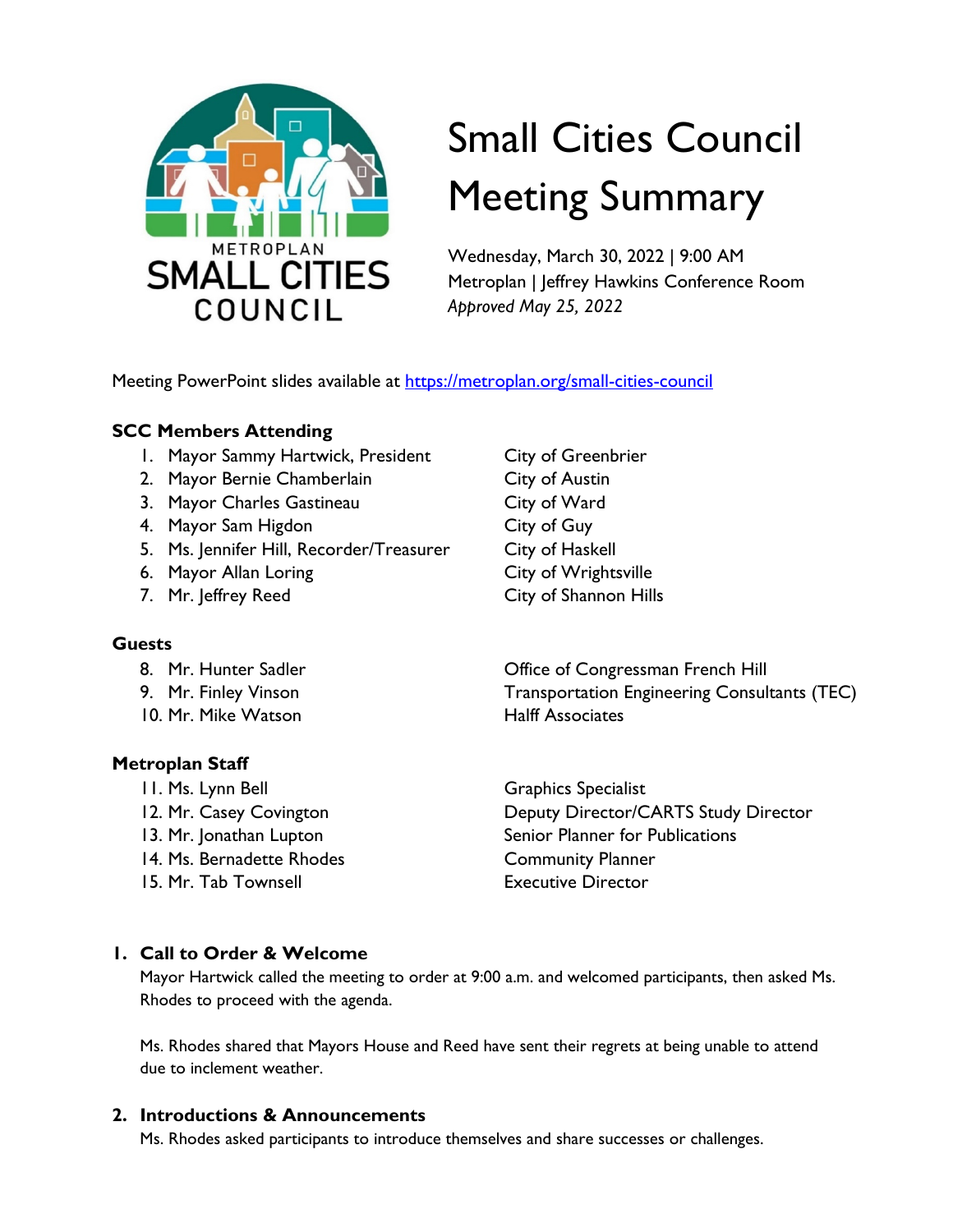# Small Cities Council Meeting Summary

Wednesday, March 30, 2022 | 9:00 AM
Metroplan | Jeffrey Hawkins Conference Room
*Approved May 25, 2022*

Meeting PowerPoint slides available at [https://metroplan.org/small-cities-council](https://metroplan.org/small-cities-council)

### SCC Members Attending

| | |
|---|---|
| 1. Mayor Sammy Hartwick, President | City of Greenbrier |
| 2. Mayor Bernie Chamberlain | City of Austin |
| 3. Mayor Charles Gastineau | City of Ward |
| 4. Mayor Sam Higdon | City of Guy |
| 5. Ms. Jennifer Hill, Recorder/Treasurer | City of Haskell |
| 6. Mayor Allan Loring | City of Wrightsville |
| 7. Mr. Jeffrey Reed | City of Shannon Hills |

### Guests

| | |
|---|---|
| 8. Mr. Hunter Sadler | Office of Congressman French Hill |
| 9. Mr. Finley Vinson | Transportation Engineering Consultants (TEC) |
| 10. Mr. Mike Watson | Halff Associates |

### Metroplan Staff

| | |
|---|---|
| 11. Ms. Lynn Bell | Graphics Specialist |
| 12. Mr. Casey Covington | Deputy Director/CARTS Study Director |
| 13. Mr. Jonathan Lupton | Senior Planner for Publications |
| 14. Ms. Bernadette Rhodes | Community Planner |
| 15. Mr. Tab Townsell | Executive Director |

## 1. Call to Order & Welcome

Mayor Hartwick called the meeting to order at 9:00 a.m. and welcomed participants, then asked Ms. Rhodes to proceed with the agenda.

Ms. Rhodes shared that Mayors House and Reed have sent their regrets at being unable to attend due to inclement weather.

## 2. Introductions & Announcements

Ms. Rhodes asked participants to introduce themselves and share successes or challenges.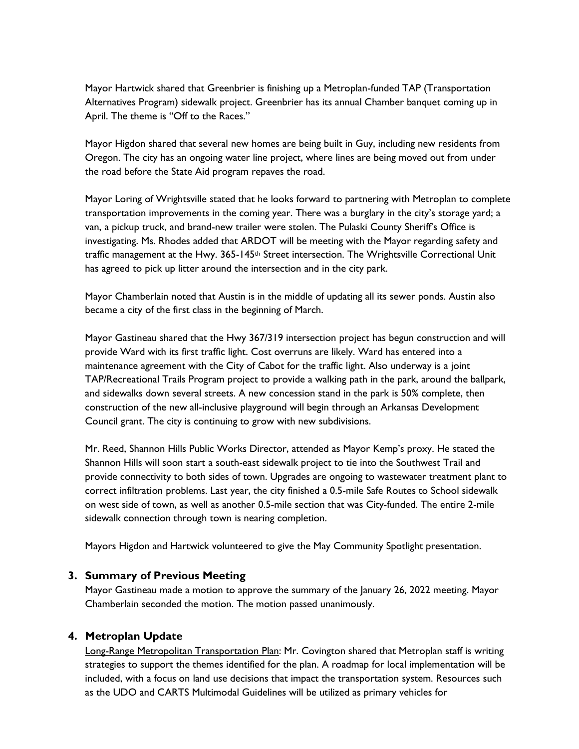Mayor Hartwick shared that Greenbrier is finishing up a Metroplan-funded TAP (Transportation Alternatives Program) sidewalk project. Greenbrier has its annual Chamber banquet coming up in April. The theme is "Off to the Races."

Mayor Higdon shared that several new homes are being built in Guy, including new residents from Oregon. The city has an ongoing water line project, where lines are being moved out from under the road before the State Aid program repaves the road.

Mayor Loring of Wrightsville stated that he looks forward to partnering with Metroplan to complete transportation improvements in the coming year. There was a burglary in the city's storage yard; a van, a pickup truck, and brand-new trailer were stolen. The Pulaski County Sheriff's Office is investigating. Ms. Rhodes added that ARDOT will be meeting with the Mayor regarding safety and traffic management at the Hwy. 365-145th Street intersection. The Wrightsville Correctional Unit has agreed to pick up litter around the intersection and in the city park.

Mayor Chamberlain noted that Austin is in the middle of updating all its sewer ponds. Austin also became a city of the first class in the beginning of March.

Mayor Gastineau shared that the Hwy 367/319 intersection project has begun construction and will provide Ward with its first traffic light. Cost overruns are likely. Ward has entered into a maintenance agreement with the City of Cabot for the traffic light. Also underway is a joint TAP/Recreational Trails Program project to provide a walking path in the park, around the ballpark, and sidewalks down several streets. A new concession stand in the park is 50% complete, then construction of the new all-inclusive playground will begin through an Arkansas Development Council grant. The city is continuing to grow with new subdivisions.

Mr. Reed, Shannon Hills Public Works Director, attended as Mayor Kemp's proxy. He stated the Shannon Hills will soon start a south-east sidewalk project to tie into the Southwest Trail and provide connectivity to both sides of town. Upgrades are ongoing to wastewater treatment plant to correct infiltration problems. Last year, the city finished a 0.5-mile Safe Routes to School sidewalk on west side of town, as well as another 0.5-mile section that was City-funded. The entire 2-mile sidewalk connection through town is nearing completion.

Mayors Higdon and Hartwick volunteered to give the May Community Spotlight presentation.

## 3. Summary of Previous Meeting

Mayor Gastineau made a motion to approve the summary of the January 26, 2022 meeting. Mayor Chamberlain seconded the motion. The motion passed unanimously.

## 4. Metroplan Update

Long-Range Metropolitan Transportation Plan: Mr. Covington shared that Metroplan staff is writing strategies to support the themes identified for the plan. A roadmap for local implementation will be included, with a focus on land use decisions that impact the transportation system. Resources such as the UDO and CARTS Multimodal Guidelines will be utilized as primary vehicles for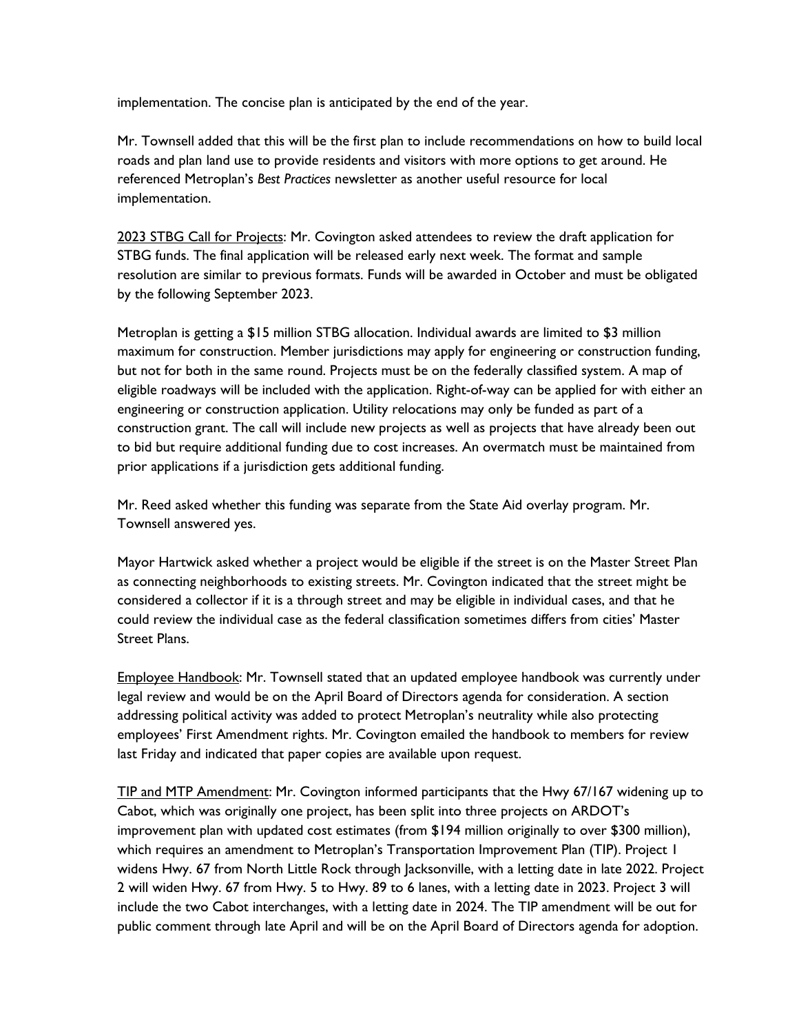implementation. The concise plan is anticipated by the end of the year.

Mr. Townsell added that this will be the first plan to include recommendations on how to build local roads and plan land use to provide residents and visitors with more options to get around. He referenced Metroplan's *Best Practices* newsletter as another useful resource for local implementation.

2023 STBG Call for Projects: Mr. Covington asked attendees to review the draft application for STBG funds. The final application will be released early next week. The format and sample resolution are similar to previous formats. Funds will be awarded in October and must be obligated by the following September 2023.

Metroplan is getting a $15 million STBG allocation. Individual awards are limited to $3 million maximum for construction. Member jurisdictions may apply for engineering or construction funding, but not for both in the same round. Projects must be on the federally classified system. A map of eligible roadways will be included with the application. Right-of-way can be applied for with either an engineering or construction application. Utility relocations may only be funded as part of a construction grant. The call will include new projects as well as projects that have already been out to bid but require additional funding due to cost increases. An overmatch must be maintained from prior applications if a jurisdiction gets additional funding.

Mr. Reed asked whether this funding was separate from the State Aid overlay program. Mr. Townsell answered yes.

Mayor Hartwick asked whether a project would be eligible if the street is on the Master Street Plan as connecting neighborhoods to existing streets. Mr. Covington indicated that the street might be considered a collector if it is a through street and may be eligible in individual cases, and that he could review the individual case as the federal classification sometimes differs from cities' Master Street Plans.

Employee Handbook: Mr. Townsell stated that an updated employee handbook was currently under legal review and would be on the April Board of Directors agenda for consideration. A section addressing political activity was added to protect Metroplan's neutrality while also protecting employees' First Amendment rights. Mr. Covington emailed the handbook to members for review last Friday and indicated that paper copies are available upon request.

TIP and MTP Amendment: Mr. Covington informed participants that the Hwy 67/167 widening up to Cabot, which was originally one project, has been split into three projects on ARDOT's improvement plan with updated cost estimates (from $194 million originally to over $300 million), which requires an amendment to Metroplan's Transportation Improvement Plan (TIP). Project 1 widens Hwy. 67 from North Little Rock through Jacksonville, with a letting date in late 2022. Project 2 will widen Hwy. 67 from Hwy. 5 to Hwy. 89 to 6 lanes, with a letting date in 2023. Project 3 will include the two Cabot interchanges, with a letting date in 2024. The TIP amendment will be out for public comment through late April and will be on the April Board of Directors agenda for adoption.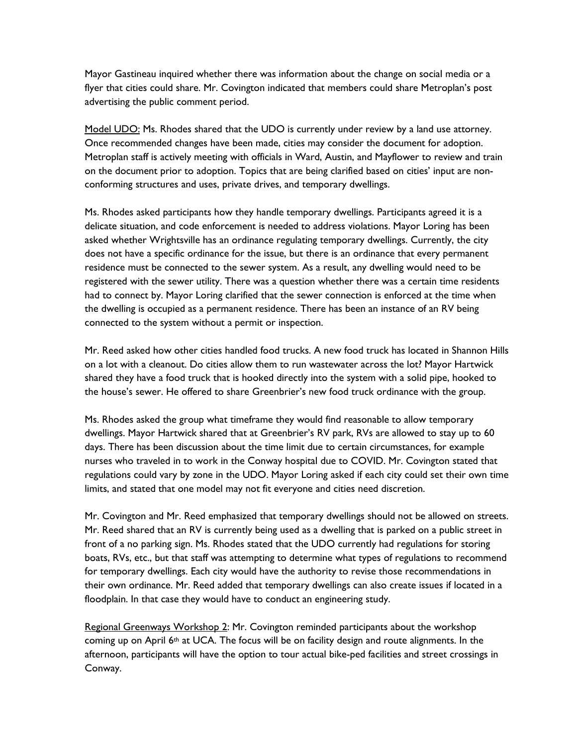Mayor Gastineau inquired whether there was information about the change on social media or a flyer that cities could share. Mr. Covington indicated that members could share Metroplan's post advertising the public comment period.

<u>Model UDO:</u> Ms. Rhodes shared that the UDO is currently under review by a land use attorney. Once recommended changes have been made, cities may consider the document for adoption. Metroplan staff is actively meeting with officials in Ward, Austin, and Mayflower to review and train on the document prior to adoption. Topics that are being clarified based on cities' input are non-conforming structures and uses, private drives, and temporary dwellings.

Ms. Rhodes asked participants how they handle temporary dwellings. Participants agreed it is a delicate situation, and code enforcement is needed to address violations. Mayor Loring has been asked whether Wrightsville has an ordinance regulating temporary dwellings. Currently, the city does not have a specific ordinance for the issue, but there is an ordinance that every permanent residence must be connected to the sewer system. As a result, any dwelling would need to be registered with the sewer utility. There was a question whether there was a certain time residents had to connect by. Mayor Loring clarified that the sewer connection is enforced at the time when the dwelling is occupied as a permanent residence. There has been an instance of an RV being connected to the system without a permit or inspection.

Mr. Reed asked how other cities handled food trucks. A new food truck has located in Shannon Hills on a lot with a cleanout. Do cities allow them to run wastewater across the lot? Mayor Hartwick shared they have a food truck that is hooked directly into the system with a solid pipe, hooked to the house's sewer. He offered to share Greenbrier's new food truck ordinance with the group.

Ms. Rhodes asked the group what timeframe they would find reasonable to allow temporary dwellings. Mayor Hartwick shared that at Greenbrier's RV park, RVs are allowed to stay up to 60 days. There has been discussion about the time limit due to certain circumstances, for example nurses who traveled in to work in the Conway hospital due to COVID. Mr. Covington stated that regulations could vary by zone in the UDO. Mayor Loring asked if each city could set their own time limits, and stated that one model may not fit everyone and cities need discretion.

Mr. Covington and Mr. Reed emphasized that temporary dwellings should not be allowed on streets. Mr. Reed shared that an RV is currently being used as a dwelling that is parked on a public street in front of a no parking sign. Ms. Rhodes stated that the UDO currently had regulations for storing boats, RVs, etc., but that staff was attempting to determine what types of regulations to recommend for temporary dwellings. Each city would have the authority to revise those recommendations in their own ordinance. Mr. Reed added that temporary dwellings can also create issues if located in a floodplain. In that case they would have to conduct an engineering study.

<u>Regional Greenways Workshop 2</u>: Mr. Covington reminded participants about the workshop coming up on April 6th at UCA. The focus will be on facility design and route alignments. In the afternoon, participants will have the option to tour actual bike-ped facilities and street crossings in Conway.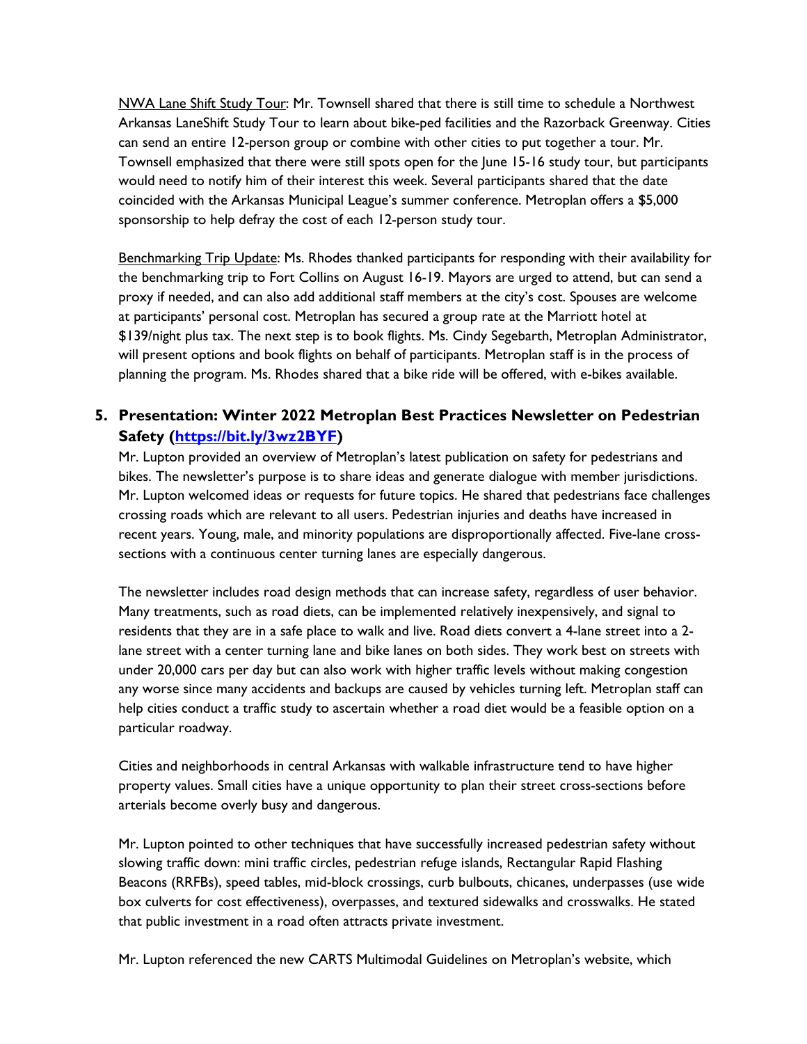<u>NWA Lane Shift Study Tour</u>: Mr. Townsell shared that there is still time to schedule a Northwest Arkansas LaneShift Study Tour to learn about bike-ped facilities and the Razorback Greenway. Cities can send an entire 12-person group or combine with other cities to put together a tour. Mr. Townsell emphasized that there were still spots open for the June 15-16 study tour, but participants would need to notify him of their interest this week. Several participants shared that the date coincided with the Arkansas Municipal League's summer conference. Metroplan offers a $5,000 sponsorship to help defray the cost of each 12-person study tour.

<u>Benchmarking Trip Update</u>: Ms. Rhodes thanked participants for responding with their availability for the benchmarking trip to Fort Collins on August 16-19. Mayors are urged to attend, but can send a proxy if needed, and can also add additional staff members at the city's cost. Spouses are welcome at participants' personal cost. Metroplan has secured a group rate at the Marriott hotel at $139/night plus tax. The next step is to book flights. Ms. Cindy Segebarth, Metroplan Administrator, will present options and book flights on behalf of participants. Metroplan staff is in the process of planning the program. Ms. Rhodes shared that a bike ride will be offered, with e-bikes available.

## 5. Presentation: Winter 2022 Metroplan Best Practices Newsletter on Pedestrian Safety ([https://bit.ly/3wz2BYF](https://bit.ly/3wz2BYF))

Mr. Lupton provided an overview of Metroplan's latest publication on safety for pedestrians and bikes. The newsletter's purpose is to share ideas and generate dialogue with member jurisdictions. Mr. Lupton welcomed ideas or requests for future topics. He shared that pedestrians face challenges crossing roads which are relevant to all users. Pedestrian injuries and deaths have increased in recent years. Young, male, and minority populations are disproportionally affected. Five-lane cross-sections with a continuous center turning lanes are especially dangerous.

The newsletter includes road design methods that can increase safety, regardless of user behavior. Many treatments, such as road diets, can be implemented relatively inexpensively, and signal to residents that they are in a safe place to walk and live. Road diets convert a 4-lane street into a 2-lane street with a center turning lane and bike lanes on both sides. They work best on streets with under 20,000 cars per day but can also work with higher traffic levels without making congestion any worse since many accidents and backups are caused by vehicles turning left. Metroplan staff can help cities conduct a traffic study to ascertain whether a road diet would be a feasible option on a particular roadway.

Cities and neighborhoods in central Arkansas with walkable infrastructure tend to have higher property values. Small cities have a unique opportunity to plan their street cross-sections before arterials become overly busy and dangerous.

Mr. Lupton pointed to other techniques that have successfully increased pedestrian safety without slowing traffic down: mini traffic circles, pedestrian refuge islands, Rectangular Rapid Flashing Beacons (RRFBs), speed tables, mid-block crossings, curb bulbouts, chicanes, underpasses (use wide box culverts for cost effectiveness), overpasses, and textured sidewalks and crosswalks. He stated that public investment in a road often attracts private investment.

Mr. Lupton referenced the new CARTS Multimodal Guidelines on Metroplan's website, which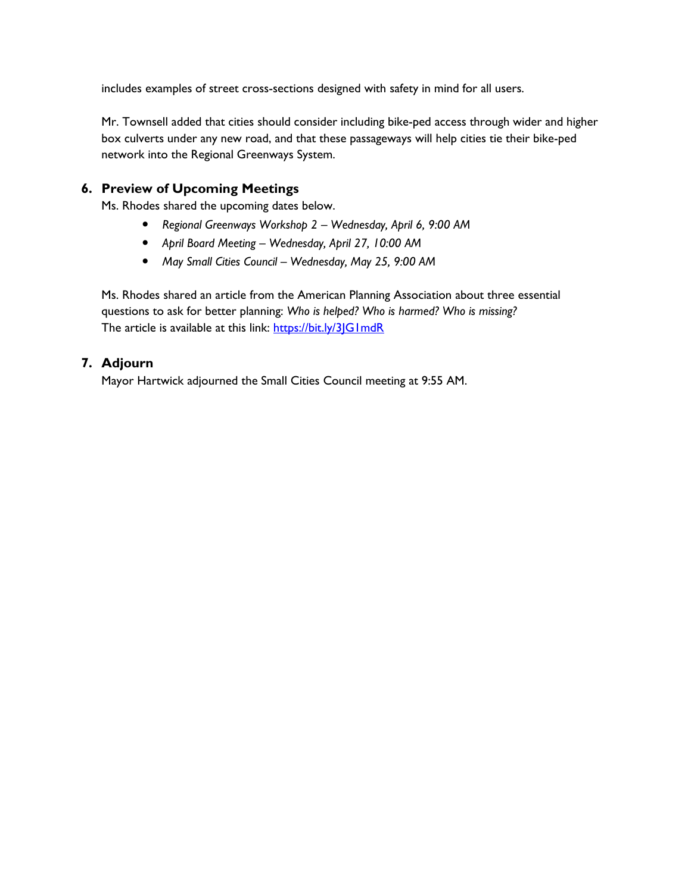includes examples of street cross-sections designed with safety in mind for all users.

Mr. Townsell added that cities should consider including bike-ped access through wider and higher box culverts under any new road, and that these passageways will help cities tie their bike-ped network into the Regional Greenways System.

## 6. Preview of Upcoming Meetings

Ms. Rhodes shared the upcoming dates below.

- *Regional Greenways Workshop 2 – Wednesday, April 6, 9:00 AM*
- *April Board Meeting – Wednesday, April 27, 10:00 AM*
- *May Small Cities Council – Wednesday, May 25, 9:00 AM*

Ms. Rhodes shared an article from the American Planning Association about three essential questions to ask for better planning: *Who is helped? Who is harmed? Who is missing?*
The article is available at this link: https://bit.ly/3JG1mdR

## 7. Adjourn

Mayor Hartwick adjourned the Small Cities Council meeting at 9:55 AM.